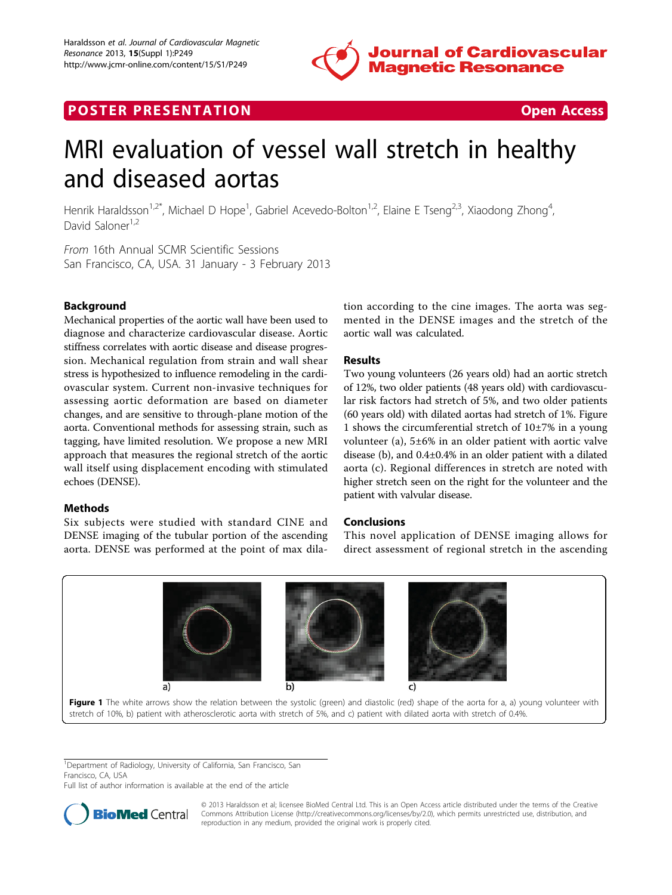POSTER PRESENTATION — Open Access

# MRI evaluation of vessel wall stretch in healthy and diseased aortas

Henrik Haraldsson[1,2*], Michael D Hope[1], Gabriel Acevedo-Bolton[1,2], Elaine E Tseng[2,3], Xiaodong Zhong[4], David Saloner[1,2]

*From* 16th Annual SCMR Scientific Sessions
San Francisco, CA, USA. 31 January - 3 February 2013

## Background

Mechanical properties of the aortic wall have been used to diagnose and characterize cardiovascular disease. Aortic stiffness correlates with aortic disease and disease progression. Mechanical regulation from strain and wall shear stress is hypothesized to influence remodeling in the cardiovascular system. Current non-invasive techniques for assessing aortic deformation are based on diameter changes, and are sensitive to through-plane motion of the aorta. Conventional methods for assessing strain, such as tagging, have limited resolution. We propose a new MRI approach that measures the regional stretch of the aortic wall itself using displacement encoding with stimulated echoes (DENSE).

## Methods

Six subjects were studied with standard CINE and DENSE imaging of the tubular portion of the ascending aorta. DENSE was performed at the point of max dilation according to the cine images. The aorta was segmented in the DENSE images and the stretch of the aortic wall was calculated.

## Results

Two young volunteers (26 years old) had an aortic stretch of 12%, two older patients (48 years old) with cardiovascular risk factors had stretch of 5%, and two older patients (60 years old) with dilated aortas had stretch of 1%. Figure 1 shows the circumferential stretch of 10±7% in a young volunteer (a), 5±6% in an older patient with aortic valve disease (b), and 0.4±0.4% in an older patient with a dilated aorta (c). Regional differences in stretch are noted with higher stretch seen on the right for the volunteer and the patient with valvular disease.

## Conclusions

This novel application of DENSE imaging allows for direct assessment of regional stretch in the ascending

**Figure 1** The white arrows show the relation between the systolic (green) and diastolic (red) shape of the aorta for a, a) young volunteer with stretch of 10%, b) patient with atherosclerotic aorta with stretch of 5%, and c) patient with dilated aorta with stretch of 0.4%.

[1]Department of Radiology, University of California, San Francisco, San Francisco, CA, USA
Full list of author information is available at the end of the article

© 2013 Haraldsson et al; licensee BioMed Central Ltd. This is an Open Access article distributed under the terms of the Creative Commons Attribution License (http://creativecommons.org/licenses/by/2.0), which permits unrestricted use, distribution, and reproduction in any medium, provided the original work is properly cited.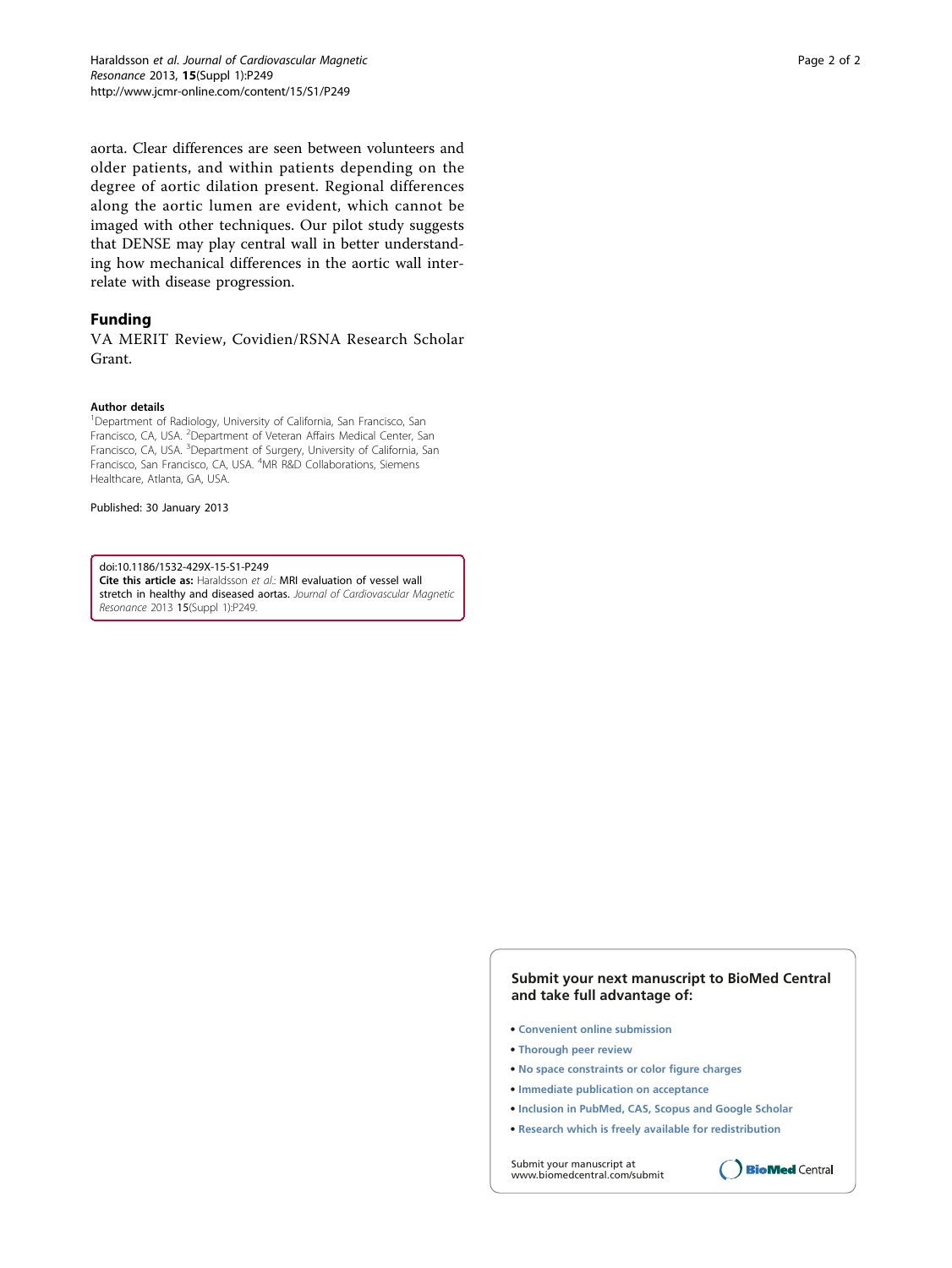aorta. Clear differences are seen between volunteers and older patients, and within patients depending on the degree of aortic dilation present. Regional differences along the aortic lumen are evident, which cannot be imaged with other techniques. Our pilot study suggests that DENSE may play central wall in better understanding how mechanical differences in the aortic wall interrelate with disease progression.

## Funding

VA MERIT Review, Covidien/RSNA Research Scholar Grant.

#### Author details

[1]Department of Radiology, University of California, San Francisco, San Francisco, CA, USA. [2]Department of Veteran Affairs Medical Center, San Francisco, CA, USA. [3]Department of Surgery, University of California, San Francisco, San Francisco, CA, USA. [4]MR R&D Collaborations, Siemens Healthcare, Atlanta, GA, USA.

Published: 30 January 2013

doi:10.1186/1532-429X-15-S1-P249
**Cite this article as:** Haraldsson *et al.*: MRI evaluation of vessel wall stretch in healthy and diseased aortas. *Journal of Cardiovascular Magnetic Resonance* 2013 **15**(Suppl 1):P249.

**Submit your next manuscript to BioMed Central and take full advantage of:**

- Convenient online submission
- Thorough peer review
- No space constraints or color figure charges
- Immediate publication on acceptance
- Inclusion in PubMed, CAS, Scopus and Google Scholar
- Research which is freely available for redistribution

Submit your manuscript at
www.biomedcentral.com/submit

BioMed Central